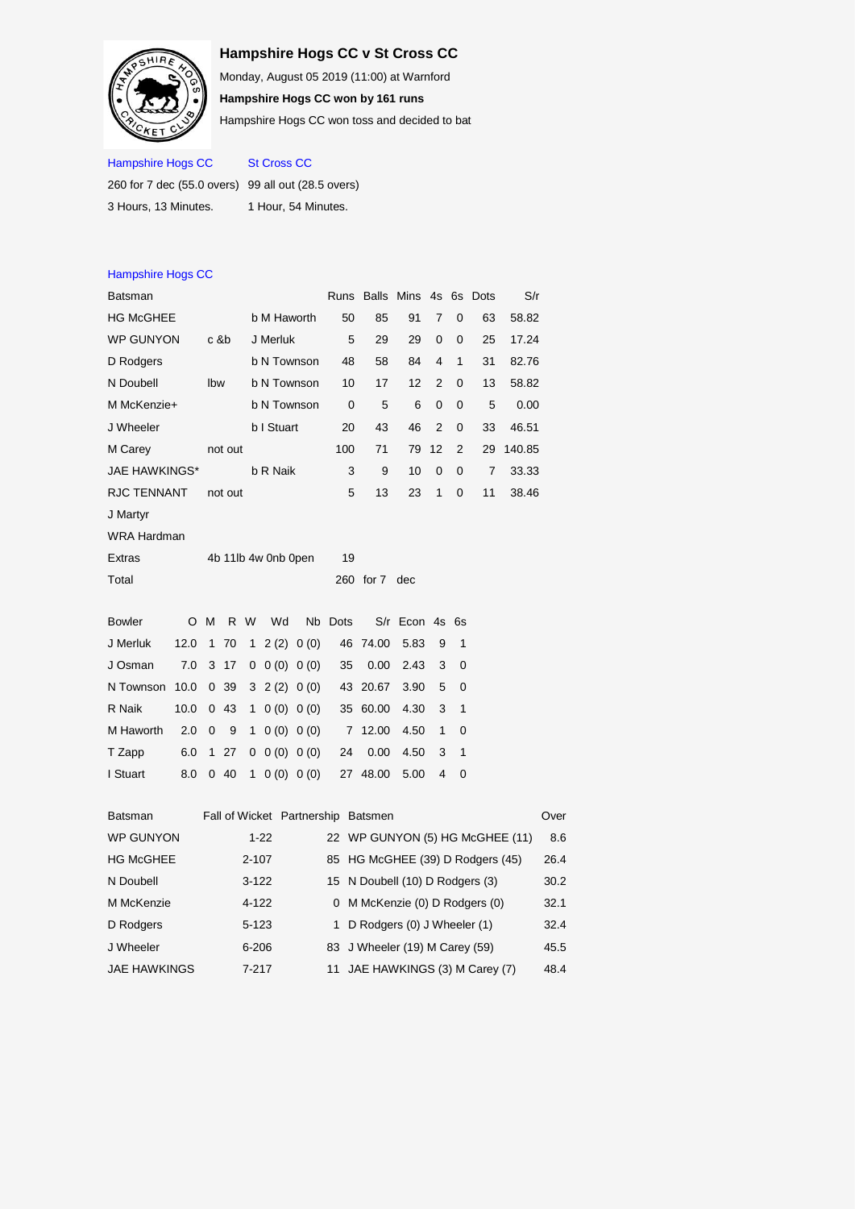## Hampshire Hogs CC v St Cross CC

Monday, August 05 2019 (11:00) at Warnford

**Hampshire Hogs CC won by 161 runs**

Hampshire Hogs CC won toss and decided to bat

| Hampshire Hogs CC | St Cross CC |
|---|---|
| 260 for 7 dec (55.0 overs) | 99 all out (28.5 overs) |
| 3 Hours, 13 Minutes. | 1 Hour, 54 Minutes. |

### Hampshire Hogs CC

| Batsman | | | Runs | Balls | Mins | 4s | 6s | Dots | S/r |
|---|---|---|---|---|---|---|---|---|---|
| HG McGHEE | | b M Haworth | 50 | 85 | 91 | 7 | 0 | 63 | 58.82 |
| WP GUNYON | c &b | J Merluk | 5 | 29 | 29 | 0 | 0 | 25 | 17.24 |
| D Rodgers | | b N Townson | 48 | 58 | 84 | 4 | 1 | 31 | 82.76 |
| N Doubell | lbw | b N Townson | 10 | 17 | 12 | 2 | 0 | 13 | 58.82 |
| M McKenzie+ | | b N Townson | 0 | 5 | 6 | 0 | 0 | 5 | 0.00 |
| J Wheeler | | b I Stuart | 20 | 43 | 46 | 2 | 0 | 33 | 46.51 |
| M Carey | not out | | 100 | 71 | 79 | 12 | 2 | 29 | 140.85 |
| JAE HAWKINGS* | | b R Naik | 3 | 9 | 10 | 0 | 0 | 7 | 33.33 |
| RJC TENNANT | not out | | 5 | 13 | 23 | 1 | 0 | 11 | 38.46 |
| J Martyr | | | | | | | | | |
| WRA Hardman | | | | | | | | | |
| Extras | 4b 11lb 4w 0nb 0pen | | 19 | | | | | | |
| Total | | | 260 | for 7 | dec | | | | |

| Bowler | O | M | R | W | Wd | Nb | Dots | S/r | Econ | 4s | 6s |
|---|---|---|---|---|---|---|---|---|---|---|---|
| J Merluk | 12.0 | 1 | 70 | 1 | 2 (2) | 0 (0) | 46 | 74.00 | 5.83 | 9 | 1 |
| J Osman | 7.0 | 3 | 17 | 0 | 0 (0) | 0 (0) | 35 | 0.00 | 2.43 | 3 | 0 |
| N Townson | 10.0 | 0 | 39 | 3 | 2 (2) | 0 (0) | 43 | 20.67 | 3.90 | 5 | 0 |
| R Naik | 10.0 | 0 | 43 | 1 | 0 (0) | 0 (0) | 35 | 60.00 | 4.30 | 3 | 1 |
| M Haworth | 2.0 | 0 | 9 | 1 | 0 (0) | 0 (0) | 7 | 12.00 | 4.50 | 1 | 0 |
| T Zapp | 6.0 | 1 | 27 | 0 | 0 (0) | 0 (0) | 24 | 0.00 | 4.50 | 3 | 1 |
| I Stuart | 8.0 | 0 | 40 | 1 | 0 (0) | 0 (0) | 27 | 48.00 | 5.00 | 4 | 0 |

| Batsman | Fall of Wicket | Partnership | Batsmen | Over |
|---|---|---|---|---|
| WP GUNYON | 1-22 | 22 | WP GUNYON (5) HG McGHEE (11) | 8.6 |
| HG McGHEE | 2-107 | 85 | HG McGHEE (39) D Rodgers (45) | 26.4 |
| N Doubell | 3-122 | 15 | N Doubell (10) D Rodgers (3) | 30.2 |
| M McKenzie | 4-122 | 0 | M McKenzie (0) D Rodgers (0) | 32.1 |
| D Rodgers | 5-123 | 1 | D Rodgers (0) J Wheeler (1) | 32.4 |
| J Wheeler | 6-206 | 83 | J Wheeler (19) M Carey (59) | 45.5 |
| JAE HAWKINGS | 7-217 | 11 | JAE HAWKINGS (3) M Carey (7) | 48.4 |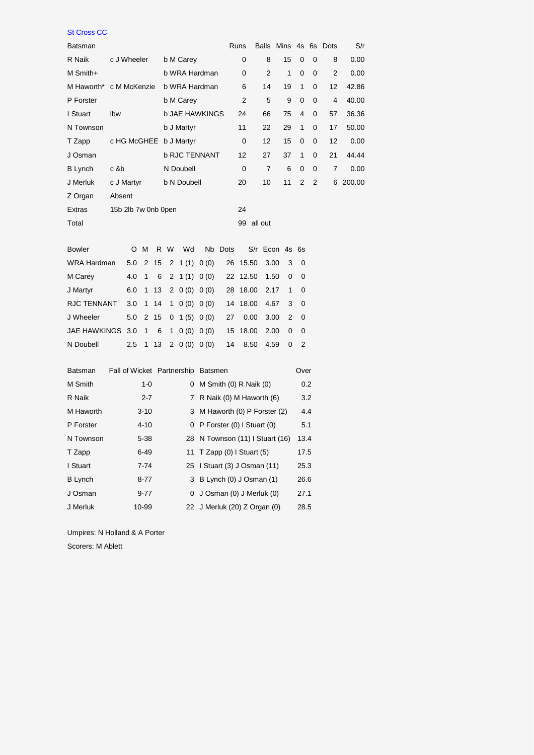St Cross CC

| Batsman | | | Runs | Balls | Mins | 4s | 6s | Dots | S/r |
|---|---|---|---|---|---|---|---|---|---|
| R Naik | c J Wheeler | b M Carey | 0 | 8 | 15 | 0 | 0 | 8 | 0.00 |
| M Smith+ | | b WRA Hardman | 0 | 2 | 1 | 0 | 0 | 2 | 0.00 |
| M Haworth* | c M McKenzie | b WRA Hardman | 6 | 14 | 19 | 1 | 0 | 12 | 42.86 |
| P Forster | | b M Carey | 2 | 5 | 9 | 0 | 0 | 4 | 40.00 |
| I Stuart | lbw | b JAE HAWKINGS | 24 | 66 | 75 | 4 | 0 | 57 | 36.36 |
| N Townson | | b J Martyr | 11 | 22 | 29 | 1 | 0 | 17 | 50.00 |
| T Zapp | c HG McGHEE | b J Martyr | 0 | 12 | 15 | 0 | 0 | 12 | 0.00 |
| J Osman | | b RJC TENNANT | 12 | 27 | 37 | 1 | 0 | 21 | 44.44 |
| B Lynch | c &b | N Doubell | 0 | 7 | 6 | 0 | 0 | 7 | 0.00 |
| J Merluk | c J Martyr | b N Doubell | 20 | 10 | 11 | 2 | 2 | 6 | 200.00 |
| Z Organ | Absent | | | | | | | | |
| Extras | 15b 2lb 7w 0nb 0pen | | 24 | | | | | | |
| Total | | | 99 | all out | | | | | |

| Bowler | O | M | R | W | Wd | Nb | Dots | S/r | Econ | 4s | 6s |
|---|---|---|---|---|---|---|---|---|---|---|---|
| WRA Hardman | 5.0 | 2 | 15 | 2 | 1 (1) | 0 (0) | 26 | 15.50 | 3.00 | 3 | 0 |
| M Carey | 4.0 | 1 | 6 | 2 | 1 (1) | 0 (0) | 22 | 12.50 | 1.50 | 0 | 0 |
| J Martyr | 6.0 | 1 | 13 | 2 | 0 (0) | 0 (0) | 28 | 18.00 | 2.17 | 1 | 0 |
| RJC TENNANT | 3.0 | 1 | 14 | 1 | 0 (0) | 0 (0) | 14 | 18.00 | 4.67 | 3 | 0 |
| J Wheeler | 5.0 | 2 | 15 | 0 | 1 (5) | 0 (0) | 27 | 0.00 | 3.00 | 2 | 0 |
| JAE HAWKINGS | 3.0 | 1 | 6 | 1 | 0 (0) | 0 (0) | 15 | 18.00 | 2.00 | 0 | 0 |
| N Doubell | 2.5 | 1 | 13 | 2 | 0 (0) | 0 (0) | 14 | 8.50 | 4.59 | 0 | 2 |

| Batsman | Fall of Wicket | Partnership | Batsmen | Over |
|---|---|---|---|---|
| M Smith | 1-0 | 0 | M Smith (0) R Naik (0) | 0.2 |
| R Naik | 2-7 | 7 | R Naik (0) M Haworth (6) | 3.2 |
| M Haworth | 3-10 | 3 | M Haworth (0) P Forster (2) | 4.4 |
| P Forster | 4-10 | 0 | P Forster (0) I Stuart (0) | 5.1 |
| N Townson | 5-38 | 28 | N Townson (11) I Stuart (16) | 13.4 |
| T Zapp | 6-49 | 11 | T Zapp (0) I Stuart (5) | 17.5 |
| I Stuart | 7-74 | 25 | I Stuart (3) J Osman (11) | 25.3 |
| B Lynch | 8-77 | 3 | B Lynch (0) J Osman (1) | 26.6 |
| J Osman | 9-77 | 0 | J Osman (0) J Merluk (0) | 27.1 |
| J Merluk | 10-99 | 22 | J Merluk (20) Z Organ (0) | 28.5 |

Umpires: N Holland & A Porter

Scorers: M Ablett